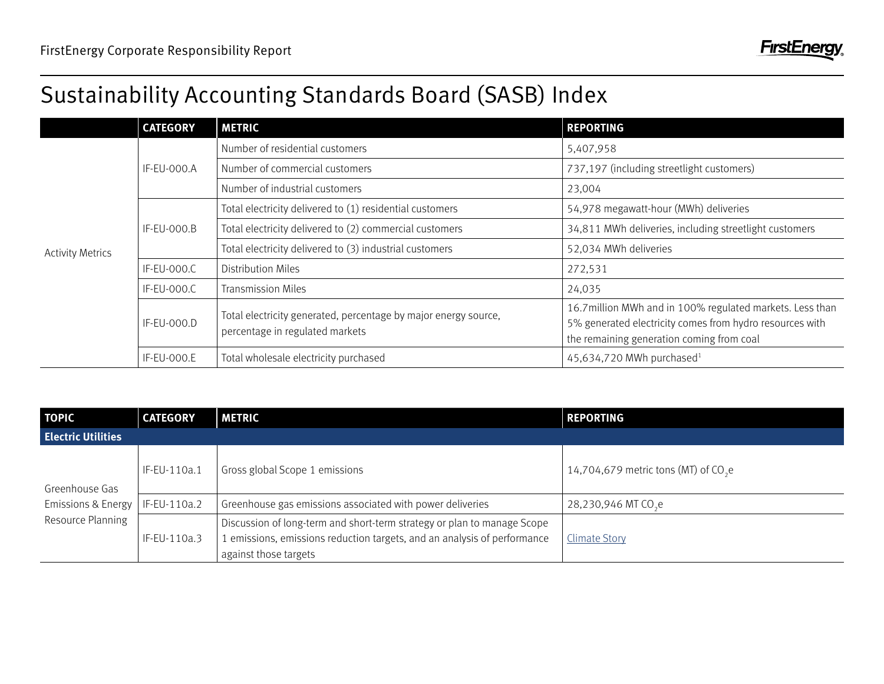# Sustainability Accounting Standards Board (SASB) Index

| | CATEGORY | METRIC | REPORTING |
|---|---|---|---|
| Activity Metrics | IF-EU-000.A | Number of residential customers | 5,407,958 |
| | | Number of commercial customers | 737,197 (including streetlight customers) |
| | | Number of industrial customers | 23,004 |
| | IF-EU-000.B | Total electricity delivered to (1) residential customers | 54,978 megawatt-hour (MWh) deliveries |
| | | Total electricity delivered to (2) commercial customers | 34,811 MWh deliveries, including streetlight customers |
| | | Total electricity delivered to (3) industrial customers | 52,034 MWh deliveries |
| | IF-EU-000.C | Distribution Miles | 272,531 |
| | IF-EU-000.C | Transmission Miles | 24,035 |
| | IF-EU-000.D | Total electricity generated, percentage by major energy source, percentage in regulated markets | 16.7million MWh and in 100% regulated markets. Less than 5% generated electricity comes from hydro resources with the remaining generation coming from coal |
| | IF-EU-000.E | Total wholesale electricity purchased | 45,634,720 MWh purchased[1] |

| TOPIC | CATEGORY | METRIC | REPORTING |
|---|---|---|---|
| **Electric Utilities** | | | |
| Greenhouse Gas Emissions & Energy Resource Planning | IF-EU-110a.1 | Gross global Scope 1 emissions | 14,704,679 metric tons (MT) of $CO_2e$ |
| | IF-EU-110a.2 | Greenhouse gas emissions associated with power deliveries | 28,230,946 MT $CO_2e$ |
| | IF-EU-110a.3 | Discussion of long-term and short-term strategy or plan to manage Scope 1 emissions, emissions reduction targets, and an analysis of performance against those targets | Climate Story |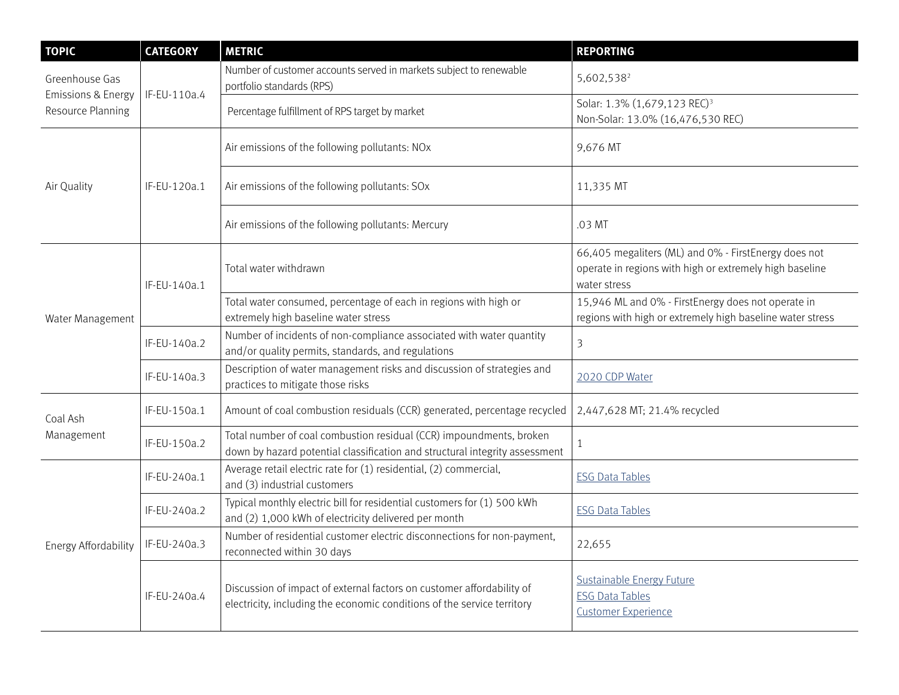| TOPIC | CATEGORY | METRIC | REPORTING |
|---|---|---|---|
| Greenhouse Gas Emissions & Energy Resource Planning | IF-EU-110a.4 | Number of customer accounts served in markets subject to renewable portfolio standards (RPS) | 5,602,538[2] |
| | | Percentage fulfillment of RPS target by market | Solar: 1.3% (1,679,123 REC)[3]<br>Non-Solar: 13.0% (16,476,530 REC) |
| Air Quality | IF-EU-120a.1 | Air emissions of the following pollutants: NOx | 9,676 MT |
| | | Air emissions of the following pollutants: SOx | 11,335 MT |
| | | Air emissions of the following pollutants: Mercury | .03 MT |
| Water Management | IF-EU-140a.1 | Total water withdrawn | 66,405 megaliters (ML) and 0% - FirstEnergy does not operate in regions with high or extremely high baseline water stress |
| | | Total water consumed, percentage of each in regions with high or extremely high baseline water stress | 15,946 ML and 0% - FirstEnergy does not operate in regions with high or extremely high baseline water stress |
| | IF-EU-140a.2 | Number of incidents of non-compliance associated with water quantity and/or quality permits, standards, and regulations | 3 |
| | IF-EU-140a.3 | Description of water management risks and discussion of strategies and practices to mitigate those risks | 2020 CDP Water |
| Coal Ash Management | IF-EU-150a.1 | Amount of coal combustion residuals (CCR) generated, percentage recycled | 2,447,628 MT; 21.4% recycled |
| | IF-EU-150a.2 | Total number of coal combustion residual (CCR) impoundments, broken down by hazard potential classification and structural integrity assessment | 1 |
| Energy Affordability | IF-EU-240a.1 | Average retail electric rate for (1) residential, (2) commercial, and (3) industrial customers | ESG Data Tables |
| | IF-EU-240a.2 | Typical monthly electric bill for residential customers for (1) 500 kWh and (2) 1,000 kWh of electricity delivered per month | ESG Data Tables |
| | IF-EU-240a.3 | Number of residential customer electric disconnections for non-payment, reconnected within 30 days | 22,655 |
| | IF-EU-240a.4 | Discussion of impact of external factors on customer affordability of electricity, including the economic conditions of the service territory | Sustainable Energy Future<br>ESG Data Tables<br>Customer Experience |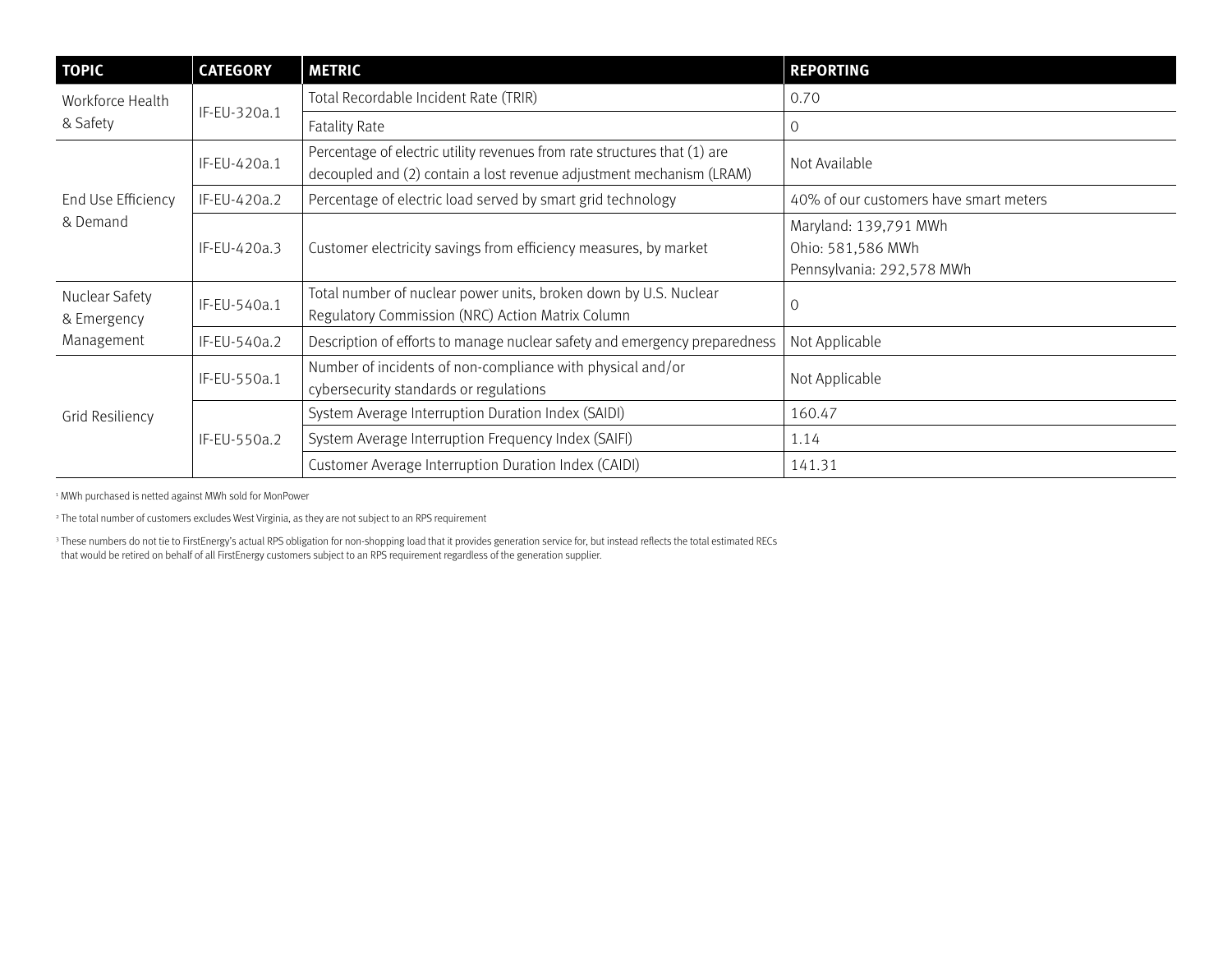| TOPIC | CATEGORY | METRIC | REPORTING |
|---|---|---|---|
| Workforce Health & Safety | IF-EU-320a.1 | Total Recordable Incident Rate (TRIR) | 0.70 |
| | | Fatality Rate | 0 |
| End Use Efficiency & Demand | IF-EU-420a.1 | Percentage of electric utility revenues from rate structures that (1) are decoupled and (2) contain a lost revenue adjustment mechanism (LRAM) | Not Available |
| | IF-EU-420a.2 | Percentage of electric load served by smart grid technology | 40% of our customers have smart meters |
| | IF-EU-420a.3 | Customer electricity savings from efficiency measures, by market | Maryland: 139,791 MWh<br>Ohio: 581,586 MWh<br>Pennsylvania: 292,578 MWh |
| Nuclear Safety & Emergency Management | IF-EU-540a.1 | Total number of nuclear power units, broken down by U.S. Nuclear Regulatory Commission (NRC) Action Matrix Column | 0 |
| | IF-EU-540a.2 | Description of efforts to manage nuclear safety and emergency preparedness | Not Applicable |
| Grid Resiliency | IF-EU-550a.1 | Number of incidents of non-compliance with physical and/or cybersecurity standards or regulations | Not Applicable |
| | IF-EU-550a.2 | System Average Interruption Duration Index (SAIDI) | 160.47 |
| | | System Average Interruption Frequency Index (SAIFI) | 1.14 |
| | | Customer Average Interruption Duration Index (CAIDI) | 141.31 |

[1] MWh purchased is netted against MWh sold for MonPower

[2] The total number of customers excludes West Virginia, as they are not subject to an RPS requirement

[3] These numbers do not tie to FirstEnergy's actual RPS obligation for non-shopping load that it provides generation service for, but instead reflects the total estimated RECs that would be retired on behalf of all FirstEnergy customers subject to an RPS requirement regardless of the generation supplier.